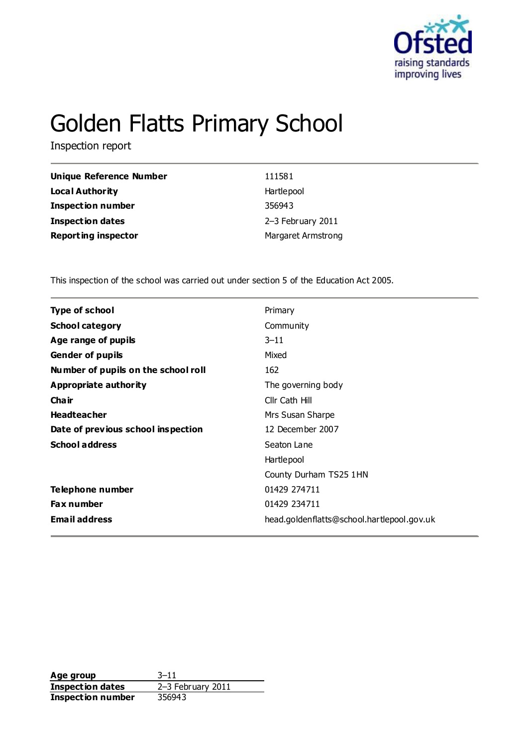# Golden Flatts Primary School

Inspection report

| | |
|---|---|
| **Unique Reference Number** | 111581 |
| **Local Authority** | Hartlepool |
| **Inspection number** | 356943 |
| **Inspection dates** | 2–3 February 2011 |
| **Reporting inspector** | Margaret Armstrong |

This inspection of the school was carried out under section 5 of the Education Act 2005.

| | |
|---|---|
| **Type of school** | Primary |
| **School category** | Community |
| **Age range of pupils** | 3–11 |
| **Gender of pupils** | Mixed |
| **Number of pupils on the school roll** | 162 |
| **Appropriate authority** | The governing body |
| **Chair** | Cllr Cath Hill |
| **Headteacher** | Mrs Susan Sharpe |
| **Date of previous school inspection** | 12 December 2007 |
| **School address** | Seaton Lane<br>Hartlepool<br>County Durham TS25 1HN |
| **Telephone number** | 01429 274711 |
| **Fax number** | 01429 234711 |
| **Email address** | head.goldenflatts@school.hartlepool.gov.uk |

| | |
|---|---|
| **Age group** | 3–11 |
| **Inspection dates** | 2–3 February 2011 |
| **Inspection number** | 356943 |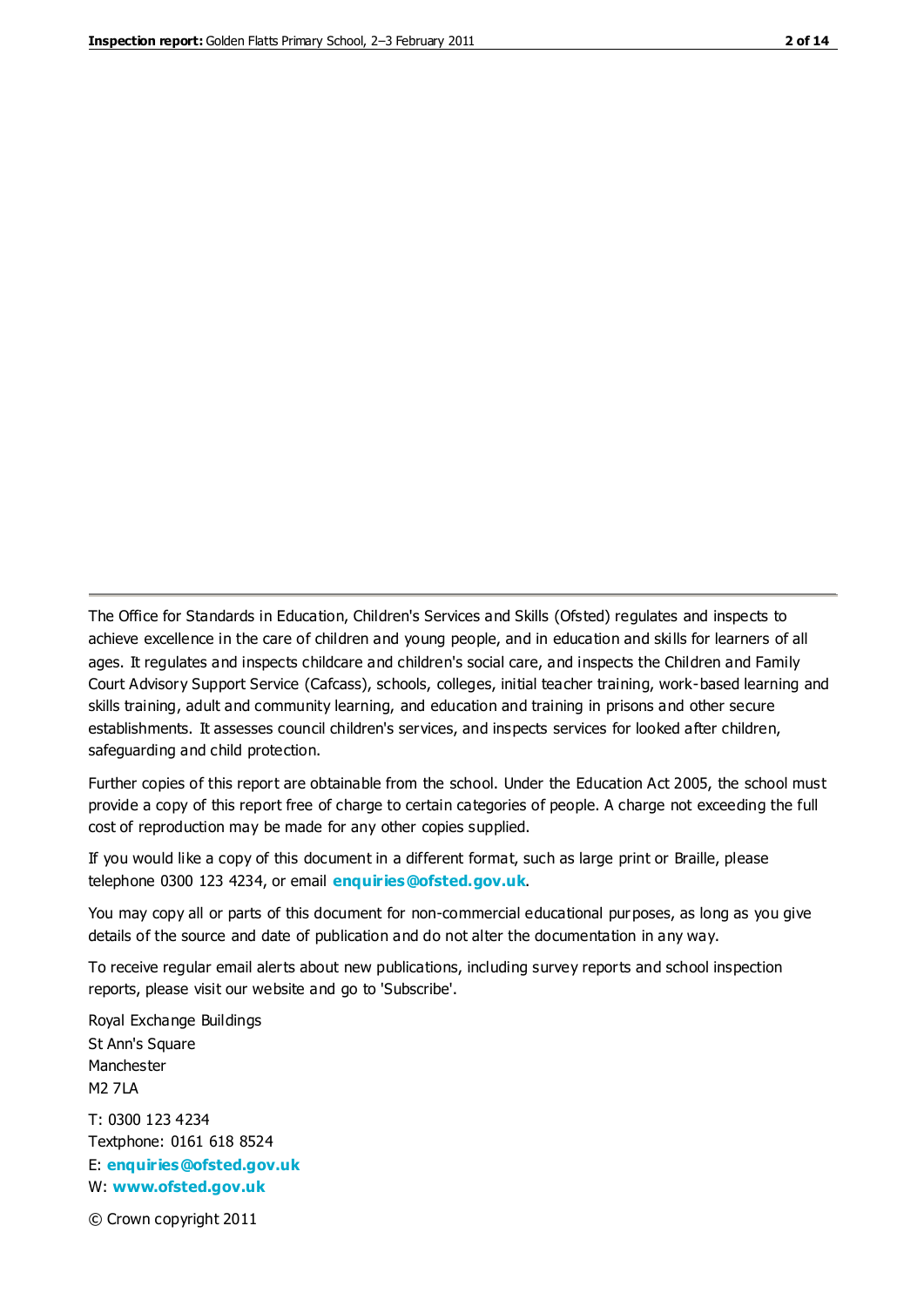The Office for Standards in Education, Children's Services and Skills (Ofsted) regulates and inspects to achieve excellence in the care of children and young people, and in education and skills for learners of all ages. It regulates and inspects childcare and children's social care, and inspects the Children and Family Court Advisory Support Service (Cafcass), schools, colleges, initial teacher training, work-based learning and skills training, adult and community learning, and education and training in prisons and other secure establishments. It assesses council children's services, and inspects services for looked after children, safeguarding and child protection.

Further copies of this report are obtainable from the school. Under the Education Act 2005, the school must provide a copy of this report free of charge to certain categories of people. A charge not exceeding the full cost of reproduction may be made for any other copies supplied.

If you would like a copy of this document in a different format, such as large print or Braille, please telephone 0300 123 4234, or email **enquiries@ofsted.gov.uk**.

You may copy all or parts of this document for non-commercial educational purposes, as long as you give details of the source and date of publication and do not alter the documentation in any way.

To receive regular email alerts about new publications, including survey reports and school inspection reports, please visit our website and go to 'Subscribe'.

Royal Exchange Buildings
St Ann's Square
Manchester
M2 7LA

T: 0300 123 4234
Textphone: 0161 618 8524
E: **enquiries@ofsted.gov.uk**
W: **www.ofsted.gov.uk**

© Crown copyright 2011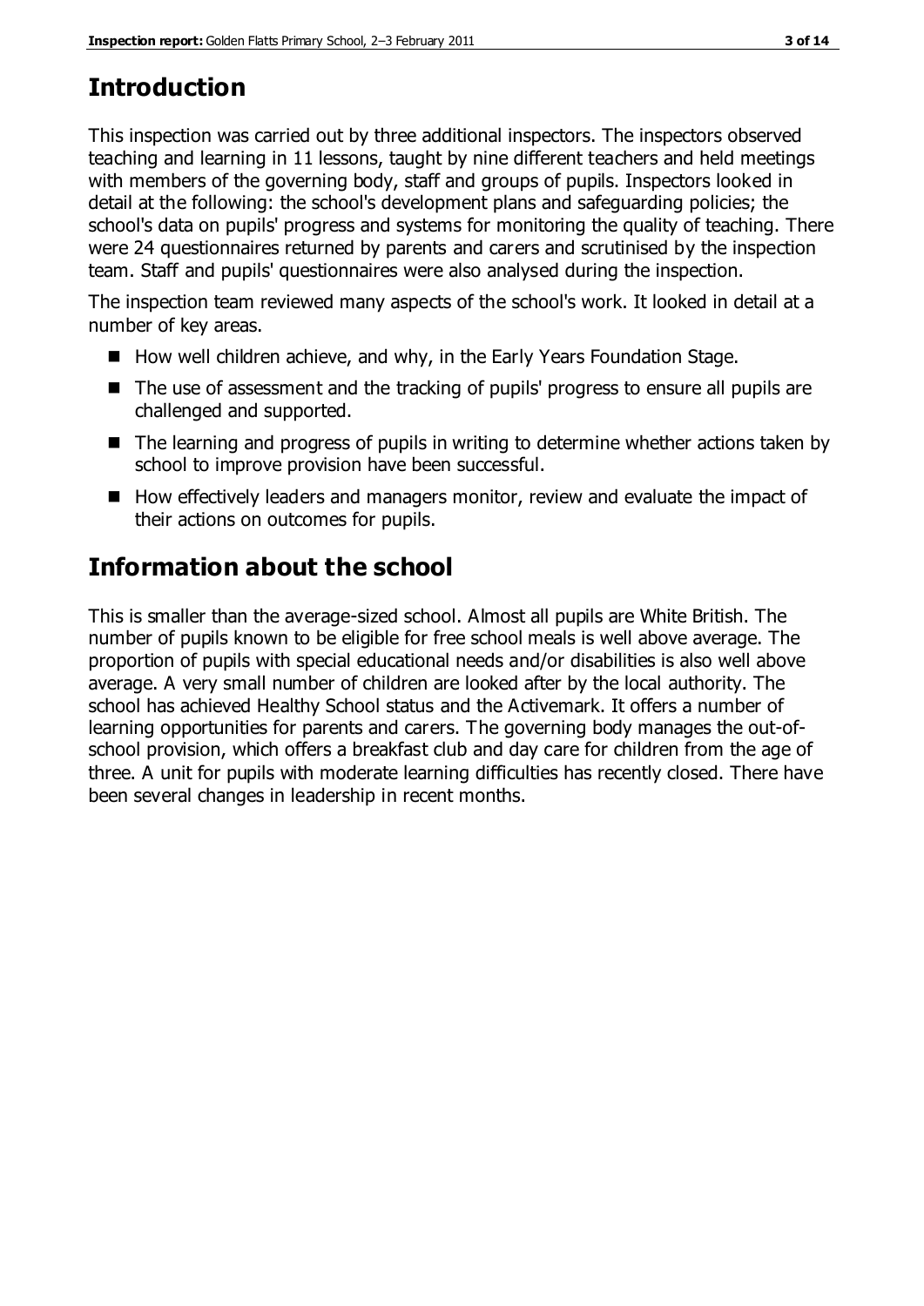# Introduction

This inspection was carried out by three additional inspectors. The inspectors observed teaching and learning in 11 lessons, taught by nine different teachers and held meetings with members of the governing body, staff and groups of pupils. Inspectors looked in detail at the following: the school's development plans and safeguarding policies; the school's data on pupils' progress and systems for monitoring the quality of teaching. There were 24 questionnaires returned by parents and carers and scrutinised by the inspection team. Staff and pupils' questionnaires were also analysed during the inspection.

The inspection team reviewed many aspects of the school's work. It looked in detail at a number of key areas.

- How well children achieve, and why, in the Early Years Foundation Stage.
- The use of assessment and the tracking of pupils' progress to ensure all pupils are challenged and supported.
- The learning and progress of pupils in writing to determine whether actions taken by school to improve provision have been successful.
- How effectively leaders and managers monitor, review and evaluate the impact of their actions on outcomes for pupils.

# Information about the school

This is smaller than the average-sized school. Almost all pupils are White British. The number of pupils known to be eligible for free school meals is well above average. The proportion of pupils with special educational needs and/or disabilities is also well above average. A very small number of children are looked after by the local authority. The school has achieved Healthy School status and the Activemark. It offers a number of learning opportunities for parents and carers. The governing body manages the out-of-school provision, which offers a breakfast club and day care for children from the age of three. A unit for pupils with moderate learning difficulties has recently closed. There have been several changes in leadership in recent months.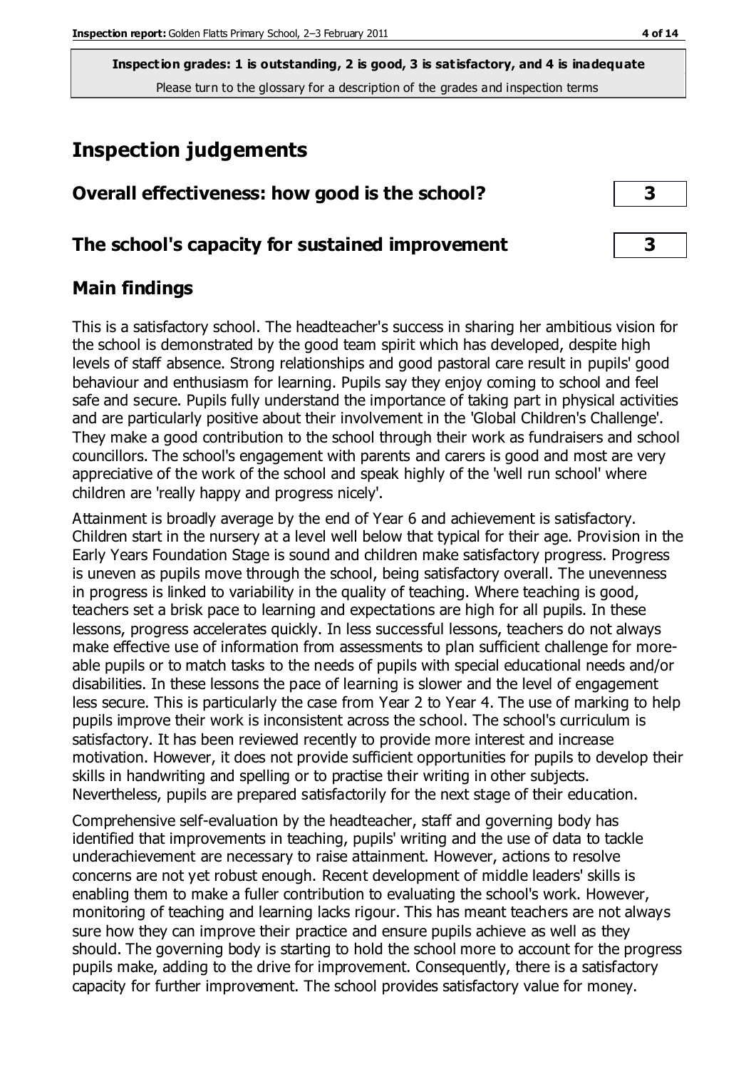**Inspection grades: 1 is outstanding, 2 is good, 3 is satisfactory, and 4 is inadequate**
Please turn to the glossary for a description of the grades and inspection terms

# Inspection judgements

## Overall effectiveness: how good is the school? 3

## The school's capacity for sustained improvement 3

## Main findings

This is a satisfactory school. The headteacher's success in sharing her ambitious vision for the school is demonstrated by the good team spirit which has developed, despite high levels of staff absence. Strong relationships and good pastoral care result in pupils' good behaviour and enthusiasm for learning. Pupils say they enjoy coming to school and feel safe and secure. Pupils fully understand the importance of taking part in physical activities and are particularly positive about their involvement in the 'Global Children's Challenge'. They make a good contribution to the school through their work as fundraisers and school councillors. The school's engagement with parents and carers is good and most are very appreciative of the work of the school and speak highly of the 'well run school' where children are 'really happy and progress nicely'.

Attainment is broadly average by the end of Year 6 and achievement is satisfactory. Children start in the nursery at a level well below that typical for their age. Provision in the Early Years Foundation Stage is sound and children make satisfactory progress. Progress is uneven as pupils move through the school, being satisfactory overall. The unevenness in progress is linked to variability in the quality of teaching. Where teaching is good, teachers set a brisk pace to learning and expectations are high for all pupils. In these lessons, progress accelerates quickly. In less successful lessons, teachers do not always make effective use of information from assessments to plan sufficient challenge for more-able pupils or to match tasks to the needs of pupils with special educational needs and/or disabilities. In these lessons the pace of learning is slower and the level of engagement less secure. This is particularly the case from Year 2 to Year 4. The use of marking to help pupils improve their work is inconsistent across the school. The school's curriculum is satisfactory. It has been reviewed recently to provide more interest and increase motivation. However, it does not provide sufficient opportunities for pupils to develop their skills in handwriting and spelling or to practise their writing in other subjects. Nevertheless, pupils are prepared satisfactorily for the next stage of their education.

Comprehensive self-evaluation by the headteacher, staff and governing body has identified that improvements in teaching, pupils' writing and the use of data to tackle underachievement are necessary to raise attainment. However, actions to resolve concerns are not yet robust enough. Recent development of middle leaders' skills is enabling them to make a fuller contribution to evaluating the school's work. However, monitoring of teaching and learning lacks rigour. This has meant teachers are not always sure how they can improve their practice and ensure pupils achieve as well as they should. The governing body is starting to hold the school more to account for the progress pupils make, adding to the drive for improvement. Consequently, there is a satisfactory capacity for further improvement. The school provides satisfactory value for money.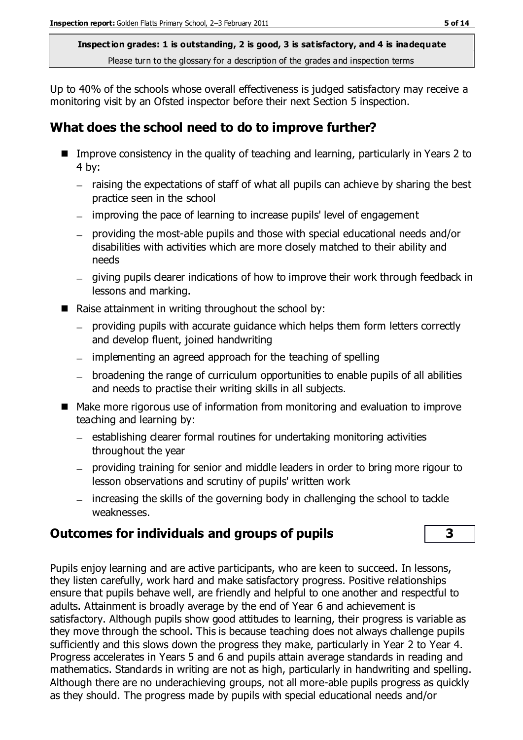**Inspection grades: 1 is outstanding, 2 is good, 3 is satisfactory, and 4 is inadequate**
Please turn to the glossary for a description of the grades and inspection terms

Up to 40% of the schools whose overall effectiveness is judged satisfactory may receive a monitoring visit by an Ofsted inspector before their next Section 5 inspection.

## What does the school need to do to improve further?

- Improve consistency in the quality of teaching and learning, particularly in Years 2 to 4 by:
  - raising the expectations of staff of what all pupils can achieve by sharing the best practice seen in the school
  - improving the pace of learning to increase pupils' level of engagement
  - providing the most-able pupils and those with special educational needs and/or disabilities with activities which are more closely matched to their ability and needs
  - giving pupils clearer indications of how to improve their work through feedback in lessons and marking.
- Raise attainment in writing throughout the school by:
  - providing pupils with accurate guidance which helps them form letters correctly and develop fluent, joined handwriting
  - implementing an agreed approach for the teaching of spelling
  - broadening the range of curriculum opportunities to enable pupils of all abilities and needs to practise their writing skills in all subjects.
- Make more rigorous use of information from monitoring and evaluation to improve teaching and learning by:
  - establishing clearer formal routines for undertaking monitoring activities throughout the year
  - providing training for senior and middle leaders in order to bring more rigour to lesson observations and scrutiny of pupils' written work
  - increasing the skills of the governing body in challenging the school to tackle weaknesses.

## Outcomes for individuals and groups of pupils — 3

Pupils enjoy learning and are active participants, who are keen to succeed. In lessons, they listen carefully, work hard and make satisfactory progress. Positive relationships ensure that pupils behave well, are friendly and helpful to one another and respectful to adults. Attainment is broadly average by the end of Year 6 and achievement is satisfactory. Although pupils show good attitudes to learning, their progress is variable as they move through the school. This is because teaching does not always challenge pupils sufficiently and this slows down the progress they make, particularly in Year 2 to Year 4. Progress accelerates in Years 5 and 6 and pupils attain average standards in reading and mathematics. Standards in writing are not as high, particularly in handwriting and spelling. Although there are no underachieving groups, not all more-able pupils progress as quickly as they should. The progress made by pupils with special educational needs and/or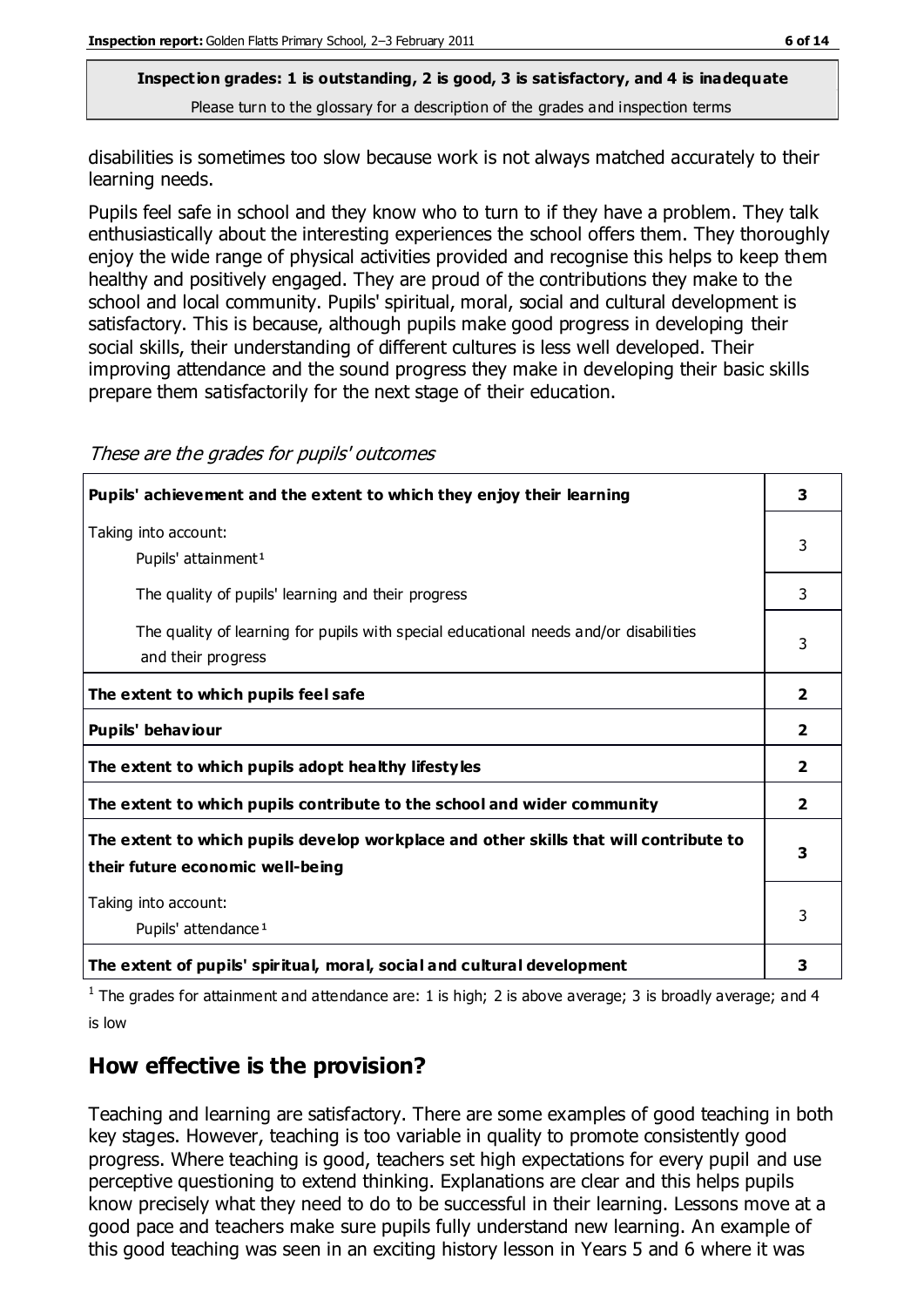**Inspection grades: 1 is outstanding, 2 is good, 3 is satisfactory, and 4 is inadequate**
Please turn to the glossary for a description of the grades and inspection terms

disabilities is sometimes too slow because work is not always matched accurately to their learning needs.

Pupils feel safe in school and they know who to turn to if they have a problem. They talk enthusiastically about the interesting experiences the school offers them. They thoroughly enjoy the wide range of physical activities provided and recognise this helps to keep them healthy and positively engaged. They are proud of the contributions they make to the school and local community. Pupils' spiritual, moral, social and cultural development is satisfactory. This is because, although pupils make good progress in developing their social skills, their understanding of different cultures is less well developed. Their improving attendance and the sound progress they make in developing their basic skills prepare them satisfactorily for the next stage of their education.

*These are the grades for pupils' outcomes*

| | |
|---|---|
| **Pupils' achievement and the extent to which they enjoy their learning** | **3** |
| Taking into account: Pupils' attainment[1] | 3 |
| The quality of pupils' learning and their progress | 3 |
| The quality of learning for pupils with special educational needs and/or disabilities and their progress | 3 |
| **The extent to which pupils feel safe** | **2** |
| **Pupils' behaviour** | **2** |
| **The extent to which pupils adopt healthy lifestyles** | **2** |
| **The extent to which pupils contribute to the school and wider community** | **2** |
| **The extent to which pupils develop workplace and other skills that will contribute to their future economic well-being** | **3** |
| Taking into account: Pupils' attendance[1] | 3 |
| **The extent of pupils' spiritual, moral, social and cultural development** | **3** |

[1] The grades for attainment and attendance are: 1 is high; 2 is above average; 3 is broadly average; and 4 is low

## How effective is the provision?

Teaching and learning are satisfactory. There are some examples of good teaching in both key stages. However, teaching is too variable in quality to promote consistently good progress. Where teaching is good, teachers set high expectations for every pupil and use perceptive questioning to extend thinking. Explanations are clear and this helps pupils know precisely what they need to do to be successful in their learning. Lessons move at a good pace and teachers make sure pupils fully understand new learning. An example of this good teaching was seen in an exciting history lesson in Years 5 and 6 where it was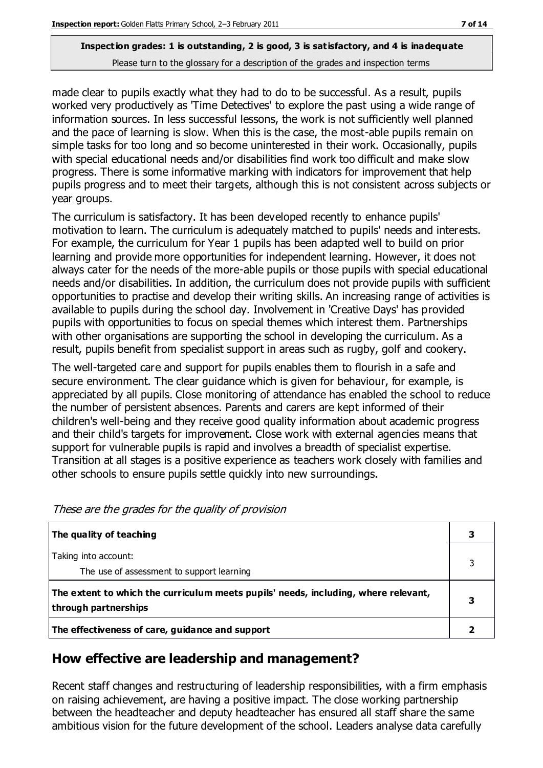made clear to pupils exactly what they had to do to be successful. As a result, pupils worked very productively as 'Time Detectives' to explore the past using a wide range of information sources. In less successful lessons, the work is not sufficiently well planned and the pace of learning is slow. When this is the case, the most-able pupils remain on simple tasks for too long and so become uninterested in their work. Occasionally, pupils with special educational needs and/or disabilities find work too difficult and make slow progress. There is some informative marking with indicators for improvement that help pupils progress and to meet their targets, although this is not consistent across subjects or year groups.

The curriculum is satisfactory. It has been developed recently to enhance pupils' motivation to learn. The curriculum is adequately matched to pupils' needs and interests. For example, the curriculum for Year 1 pupils has been adapted well to build on prior learning and provide more opportunities for independent learning. However, it does not always cater for the needs of the more-able pupils or those pupils with special educational needs and/or disabilities. In addition, the curriculum does not provide pupils with sufficient opportunities to practise and develop their writing skills. An increasing range of activities is available to pupils during the school day. Involvement in 'Creative Days' has provided pupils with opportunities to focus on special themes which interest them. Partnerships with other organisations are supporting the school in developing the curriculum. As a result, pupils benefit from specialist support in areas such as rugby, golf and cookery.

The well-targeted care and support for pupils enables them to flourish in a safe and secure environment. The clear guidance which is given for behaviour, for example, is appreciated by all pupils. Close monitoring of attendance has enabled the school to reduce the number of persistent absences. Parents and carers are kept informed of their children's well-being and they receive good quality information about academic progress and their child's targets for improvement. Close work with external agencies means that support for vulnerable pupils is rapid and involves a breadth of specialist expertise. Transition at all stages is a positive experience as teachers work closely with families and other schools to ensure pupils settle quickly into new surroundings.

*These are the grades for the quality of provision*

| | |
|---|---|
| **The quality of teaching** | **3** |
| Taking into account: The use of assessment to support learning | 3 |
| **The extent to which the curriculum meets pupils' needs, including, where relevant, through partnerships** | **3** |
| **The effectiveness of care, guidance and support** | **2** |

## How effective are leadership and management?

Recent staff changes and restructuring of leadership responsibilities, with a firm emphasis on raising achievement, are having a positive impact. The close working partnership between the headteacher and deputy headteacher has ensured all staff share the same ambitious vision for the future development of the school. Leaders analyse data carefully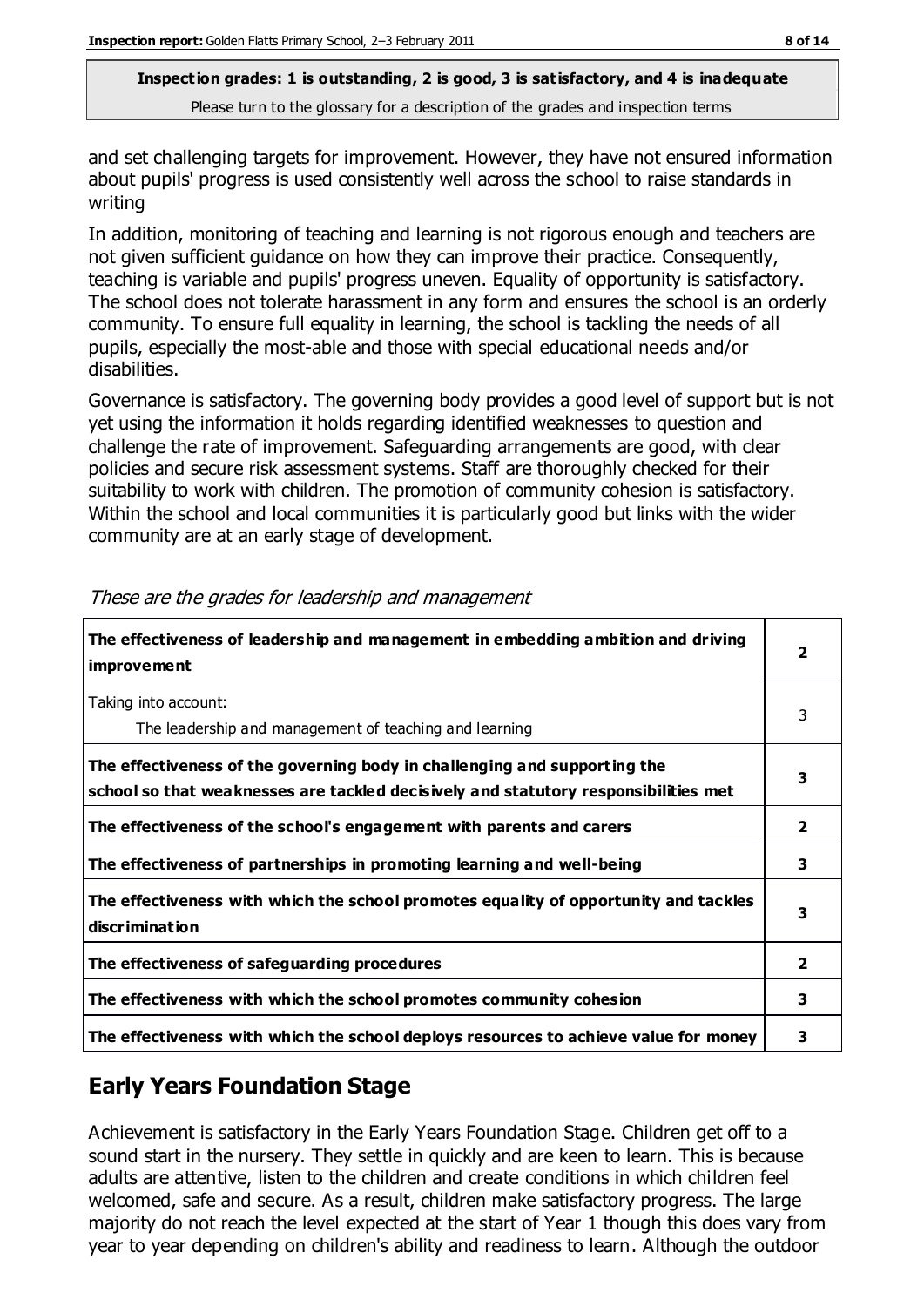and set challenging targets for improvement. However, they have not ensured information about pupils' progress is used consistently well across the school to raise standards in writing

In addition, monitoring of teaching and learning is not rigorous enough and teachers are not given sufficient guidance on how they can improve their practice. Consequently, teaching is variable and pupils' progress uneven. Equality of opportunity is satisfactory. The school does not tolerate harassment in any form and ensures the school is an orderly community. To ensure full equality in learning, the school is tackling the needs of all pupils, especially the most-able and those with special educational needs and/or disabilities.

Governance is satisfactory. The governing body provides a good level of support but is not yet using the information it holds regarding identified weaknesses to question and challenge the rate of improvement. Safeguarding arrangements are good, with clear policies and secure risk assessment systems. Staff are thoroughly checked for their suitability to work with children. The promotion of community cohesion is satisfactory. Within the school and local communities it is particularly good but links with the wider community are at an early stage of development.

*These are the grades for leadership and management*

| | |
|---|---|
| **The effectiveness of leadership and management in embedding ambition and driving improvement** | **2** |
| Taking into account:<br>The leadership and management of teaching and learning | 3 |
| **The effectiveness of the governing body in challenging and supporting the school so that weaknesses are tackled decisively and statutory responsibilities met** | **3** |
| **The effectiveness of the school's engagement with parents and carers** | **2** |
| **The effectiveness of partnerships in promoting learning and well-being** | **3** |
| **The effectiveness with which the school promotes equality of opportunity and tackles discrimination** | **3** |
| **The effectiveness of safeguarding procedures** | **2** |
| **The effectiveness with which the school promotes community cohesion** | **3** |
| **The effectiveness with which the school deploys resources to achieve value for money** | **3** |

## Early Years Foundation Stage

Achievement is satisfactory in the Early Years Foundation Stage. Children get off to a sound start in the nursery. They settle in quickly and are keen to learn. This is because adults are attentive, listen to the children and create conditions in which children feel welcomed, safe and secure. As a result, children make satisfactory progress. The large majority do not reach the level expected at the start of Year 1 though this does vary from year to year depending on children's ability and readiness to learn. Although the outdoor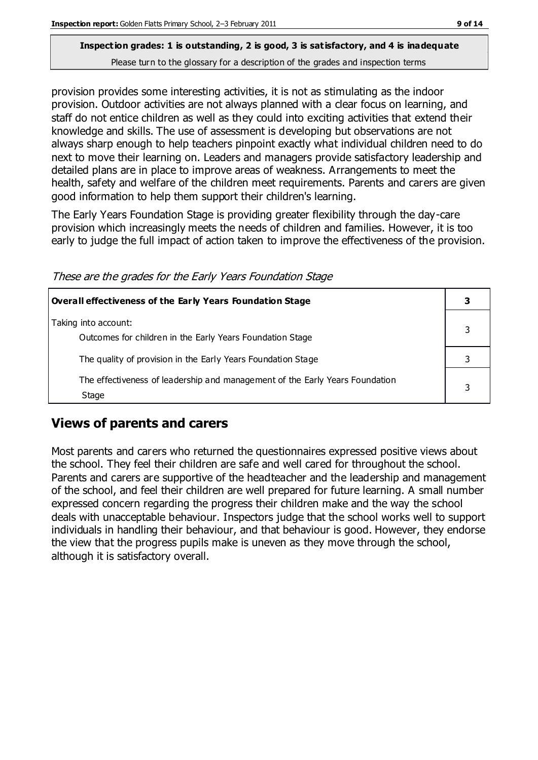**Inspection grades: 1 is outstanding, 2 is good, 3 is satisfactory, and 4 is inadequate**
Please turn to the glossary for a description of the grades and inspection terms

provision provides some interesting activities, it is not as stimulating as the indoor provision. Outdoor activities are not always planned with a clear focus on learning, and staff do not entice children as well as they could into exciting activities that extend their knowledge and skills. The use of assessment is developing but observations are not always sharp enough to help teachers pinpoint exactly what individual children need to do next to move their learning on. Leaders and managers provide satisfactory leadership and detailed plans are in place to improve areas of weakness. Arrangements to meet the health, safety and welfare of the children meet requirements. Parents and carers are given good information to help them support their children's learning.

The Early Years Foundation Stage is providing greater flexibility through the day-care provision which increasingly meets the needs of children and families. However, it is too early to judge the full impact of action taken to improve the effectiveness of the provision.

*These are the grades for the Early Years Foundation Stage*

| **Overall effectiveness of the Early Years Foundation Stage** | **3** |
|---|---|
| Taking into account: Outcomes for children in the Early Years Foundation Stage | 3 |
| The quality of provision in the Early Years Foundation Stage | 3 |
| The effectiveness of leadership and management of the Early Years Foundation Stage | 3 |

## Views of parents and carers

Most parents and carers who returned the questionnaires expressed positive views about the school. They feel their children are safe and well cared for throughout the school. Parents and carers are supportive of the headteacher and the leadership and management of the school, and feel their children are well prepared for future learning. A small number expressed concern regarding the progress their children make and the way the school deals with unacceptable behaviour. Inspectors judge that the school works well to support individuals in handling their behaviour, and that behaviour is good. However, they endorse the view that the progress pupils make is uneven as they move through the school, although it is satisfactory overall.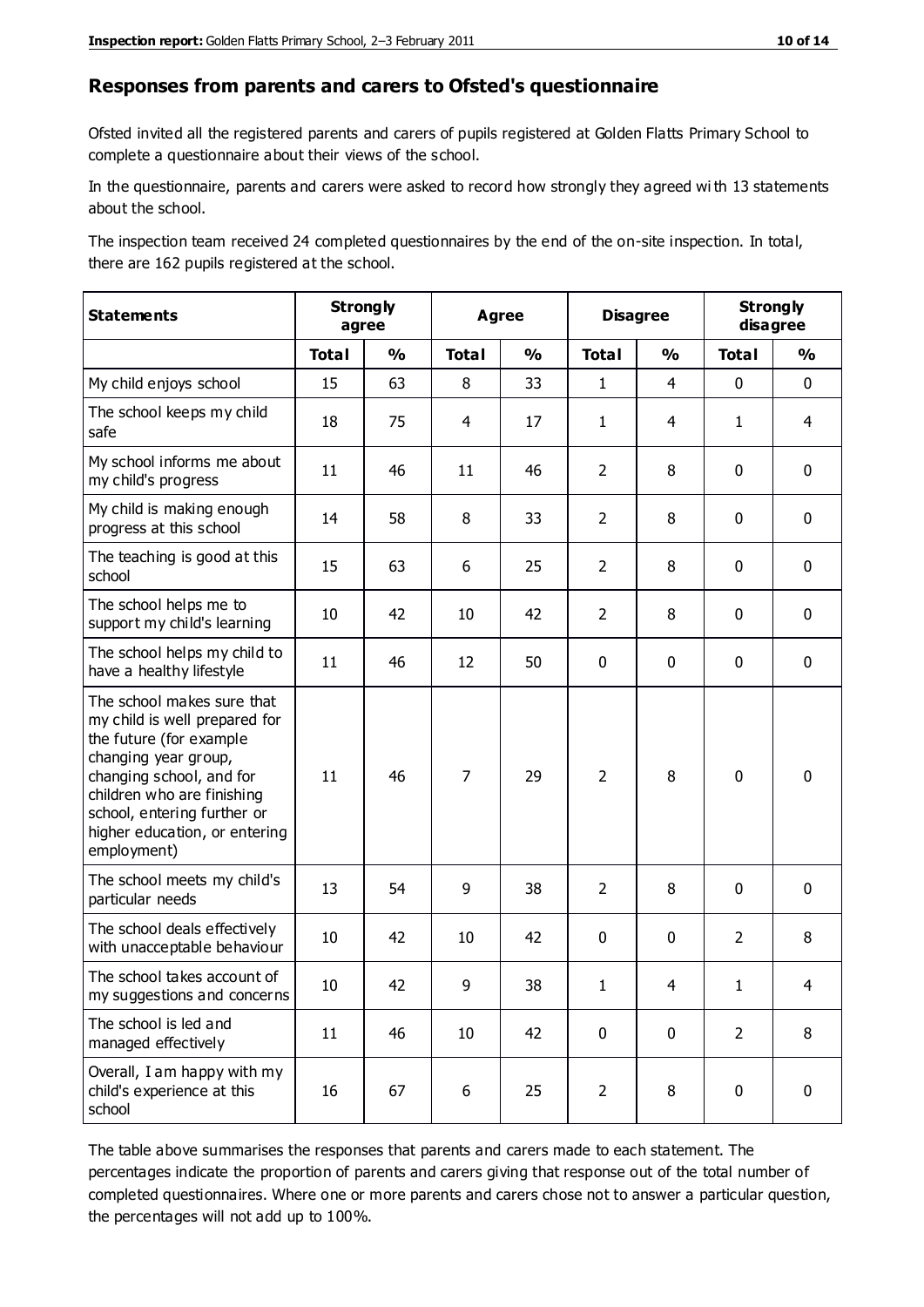## Responses from parents and carers to Ofsted's questionnaire

Ofsted invited all the registered parents and carers of pupils registered at Golden Flatts Primary School to complete a questionnaire about their views of the school.

In the questionnaire, parents and carers were asked to record how strongly they agreed with 13 statements about the school.

The inspection team received 24 completed questionnaires by the end of the on-site inspection. In total, there are 162 pupils registered at the school.

| Statements | Strongly agree | | Agree | | Disagree | | Strongly disagree | |
|---|---|---|---|---|---|---|---|---|
| | Total | % | Total | % | Total | % | Total | % |
| My child enjoys school | 15 | 63 | 8 | 33 | 1 | 4 | 0 | 0 |
| The school keeps my child safe | 18 | 75 | 4 | 17 | 1 | 4 | 1 | 4 |
| My school informs me about my child's progress | 11 | 46 | 11 | 46 | 2 | 8 | 0 | 0 |
| My child is making enough progress at this school | 14 | 58 | 8 | 33 | 2 | 8 | 0 | 0 |
| The teaching is good at this school | 15 | 63 | 6 | 25 | 2 | 8 | 0 | 0 |
| The school helps me to support my child's learning | 10 | 42 | 10 | 42 | 2 | 8 | 0 | 0 |
| The school helps my child to have a healthy lifestyle | 11 | 46 | 12 | 50 | 0 | 0 | 0 | 0 |
| The school makes sure that my child is well prepared for the future (for example changing year group, changing school, and for children who are finishing school, entering further or higher education, or entering employment) | 11 | 46 | 7 | 29 | 2 | 8 | 0 | 0 |
| The school meets my child's particular needs | 13 | 54 | 9 | 38 | 2 | 8 | 0 | 0 |
| The school deals effectively with unacceptable behaviour | 10 | 42 | 10 | 42 | 0 | 0 | 2 | 8 |
| The school takes account of my suggestions and concerns | 10 | 42 | 9 | 38 | 1 | 4 | 1 | 4 |
| The school is led and managed effectively | 11 | 46 | 10 | 42 | 0 | 0 | 2 | 8 |
| Overall, I am happy with my child's experience at this school | 16 | 67 | 6 | 25 | 2 | 8 | 0 | 0 |

The table above summarises the responses that parents and carers made to each statement. The percentages indicate the proportion of parents and carers giving that response out of the total number of completed questionnaires. Where one or more parents and carers chose not to answer a particular question, the percentages will not add up to 100%.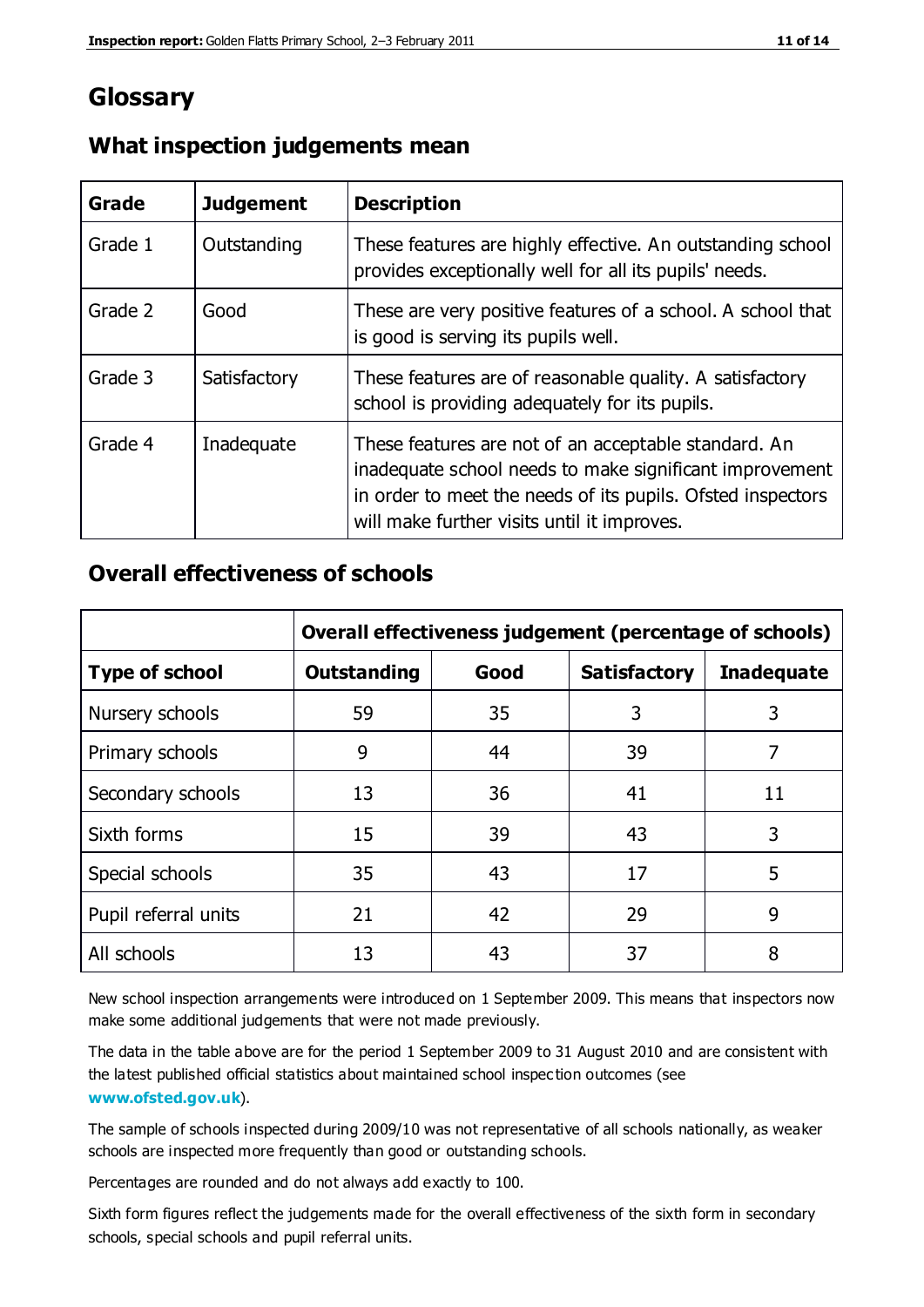# Glossary

## What inspection judgements mean

| Grade | Judgement | Description |
|---|---|---|
| Grade 1 | Outstanding | These features are highly effective. An outstanding school provides exceptionally well for all its pupils' needs. |
| Grade 2 | Good | These are very positive features of a school. A school that is good is serving its pupils well. |
| Grade 3 | Satisfactory | These features are of reasonable quality. A satisfactory school is providing adequately for its pupils. |
| Grade 4 | Inadequate | These features are not of an acceptable standard. An inadequate school needs to make significant improvement in order to meet the needs of its pupils. Ofsted inspectors will make further visits until it improves. |

## Overall effectiveness of schools

| | Overall effectiveness judgement (percentage of schools) | | | |
|---|---|---|---|---|
| **Type of school** | **Outstanding** | **Good** | **Satisfactory** | **Inadequate** |
| Nursery schools | 59 | 35 | 3 | 3 |
| Primary schools | 9 | 44 | 39 | 7 |
| Secondary schools | 13 | 36 | 41 | 11 |
| Sixth forms | 15 | 39 | 43 | 3 |
| Special schools | 35 | 43 | 17 | 5 |
| Pupil referral units | 21 | 42 | 29 | 9 |
| All schools | 13 | 43 | 37 | 8 |

New school inspection arrangements were introduced on 1 September 2009. This means that inspectors now make some additional judgements that were not made previously.

The data in the table above are for the period 1 September 2009 to 31 August 2010 and are consistent with the latest published official statistics about maintained school inspection outcomes (see **www.ofsted.gov.uk**).

The sample of schools inspected during 2009/10 was not representative of all schools nationally, as weaker schools are inspected more frequently than good or outstanding schools.

Percentages are rounded and do not always add exactly to 100.

Sixth form figures reflect the judgements made for the overall effectiveness of the sixth form in secondary schools, special schools and pupil referral units.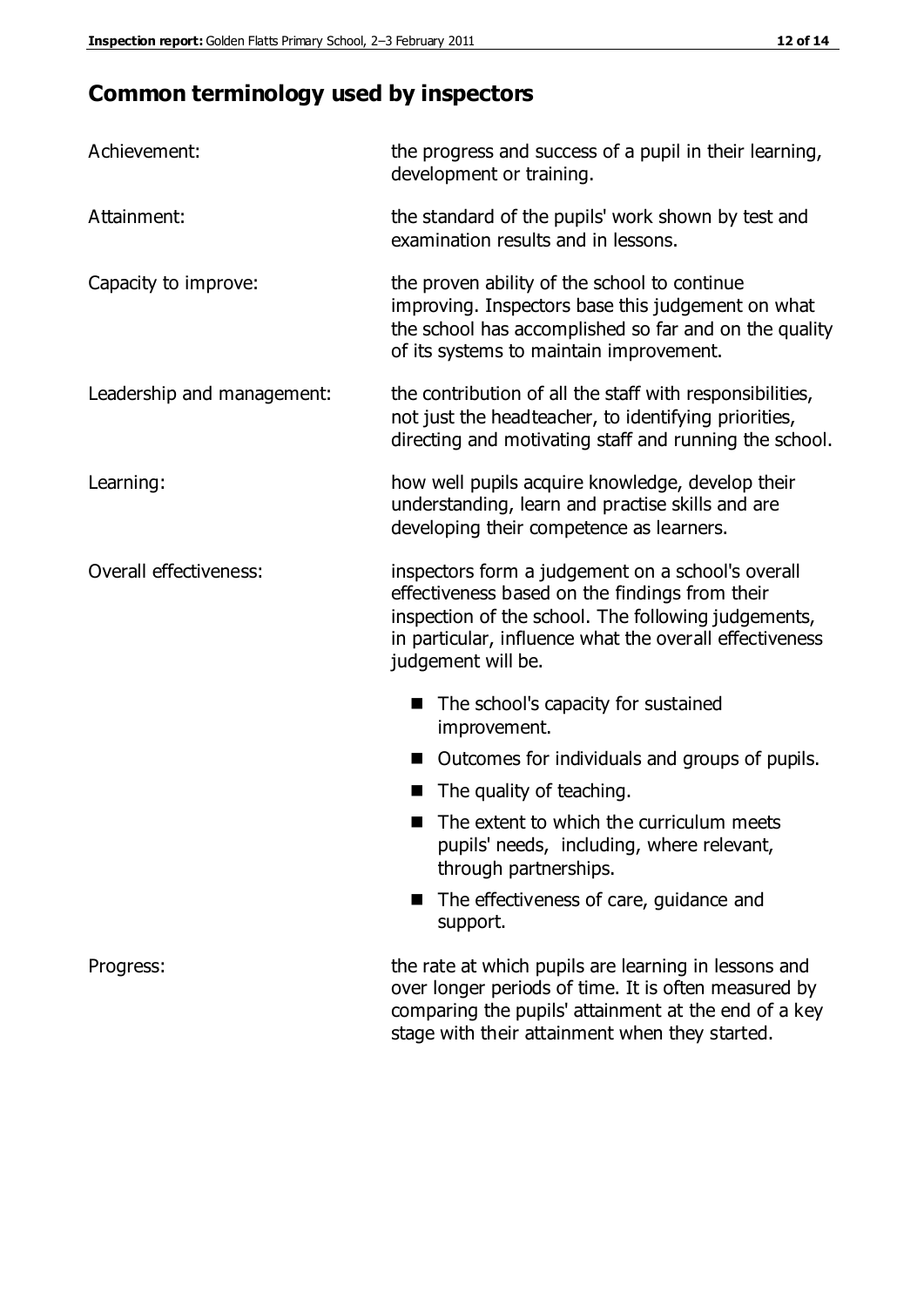## Common terminology used by inspectors

| | |
|---|---|
| Achievement: | the progress and success of a pupil in their learning, development or training. |
| Attainment: | the standard of the pupils' work shown by test and examination results and in lessons. |
| Capacity to improve: | the proven ability of the school to continue improving. Inspectors base this judgement on what the school has accomplished so far and on the quality of its systems to maintain improvement. |
| Leadership and management: | the contribution of all the staff with responsibilities, not just the headteacher, to identifying priorities, directing and motivating staff and running the school. |
| Learning: | how well pupils acquire knowledge, develop their understanding, learn and practise skills and are developing their competence as learners. |
| Overall effectiveness: | inspectors form a judgement on a school's overall effectiveness based on the findings from their inspection of the school. The following judgements, in particular, influence what the overall effectiveness judgement will be.<br>■ The school's capacity for sustained improvement.<br>■ Outcomes for individuals and groups of pupils.<br>■ The quality of teaching.<br>■ The extent to which the curriculum meets pupils' needs, including, where relevant, through partnerships.<br>■ The effectiveness of care, guidance and support. |
| Progress: | the rate at which pupils are learning in lessons and over longer periods of time. It is often measured by comparing the pupils' attainment at the end of a key stage with their attainment when they started. |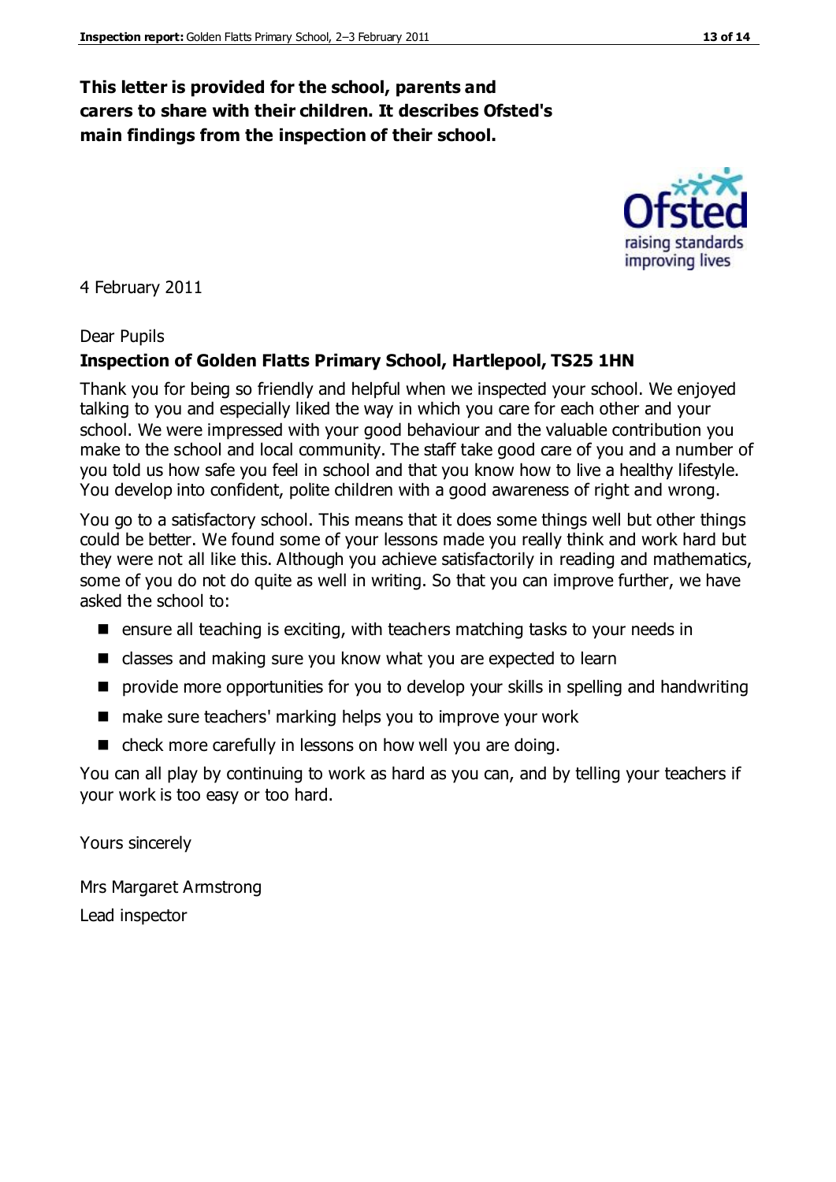**This letter is provided for the school, parents and carers to share with their children. It describes Ofsted's main findings from the inspection of their school.**

4 February 2011

Dear Pupils

**Inspection of Golden Flatts Primary School, Hartlepool, TS25 1HN**

Thank you for being so friendly and helpful when we inspected your school. We enjoyed talking to you and especially liked the way in which you care for each other and your school. We were impressed with your good behaviour and the valuable contribution you make to the school and local community. The staff take good care of you and a number of you told us how safe you feel in school and that you know how to live a healthy lifestyle. You develop into confident, polite children with a good awareness of right and wrong.

You go to a satisfactory school. This means that it does some things well but other things could be better. We found some of your lessons made you really think and work hard but they were not all like this. Although you achieve satisfactorily in reading and mathematics, some of you do not do quite as well in writing. So that you can improve further, we have asked the school to:

- ensure all teaching is exciting, with teachers matching tasks to your needs in
- classes and making sure you know what you are expected to learn
- provide more opportunities for you to develop your skills in spelling and handwriting
- make sure teachers' marking helps you to improve your work
- check more carefully in lessons on how well you are doing.

You can all play by continuing to work as hard as you can, and by telling your teachers if your work is too easy or too hard.

Yours sincerely

Mrs Margaret Armstrong

Lead inspector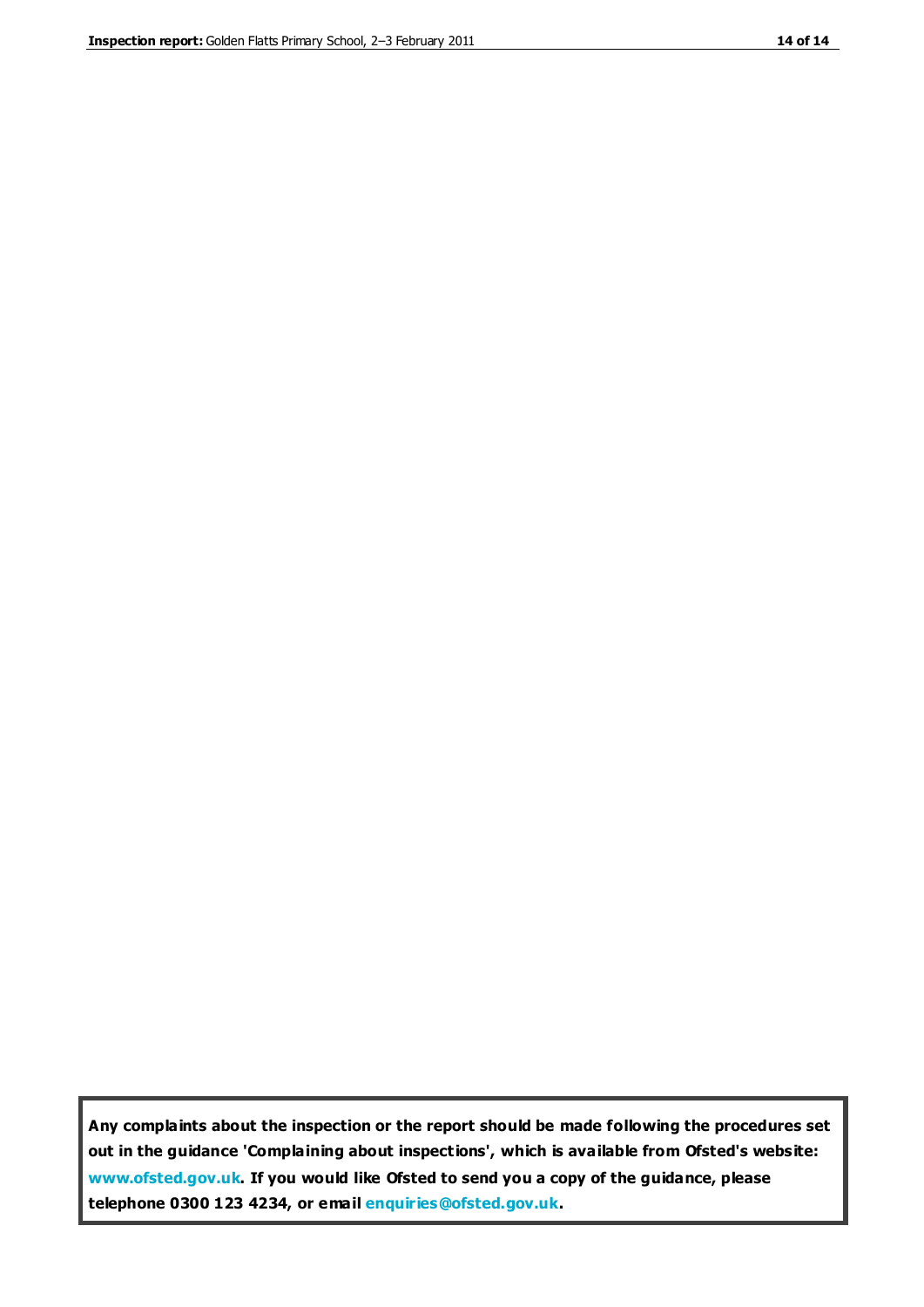**Any complaints about the inspection or the report should be made following the procedures set out in the guidance 'Complaining about inspections', which is available from Ofsted's website: www.ofsted.gov.uk. If you would like Ofsted to send you a copy of the guidance, please telephone 0300 123 4234, or email enquiries@ofsted.gov.uk.**